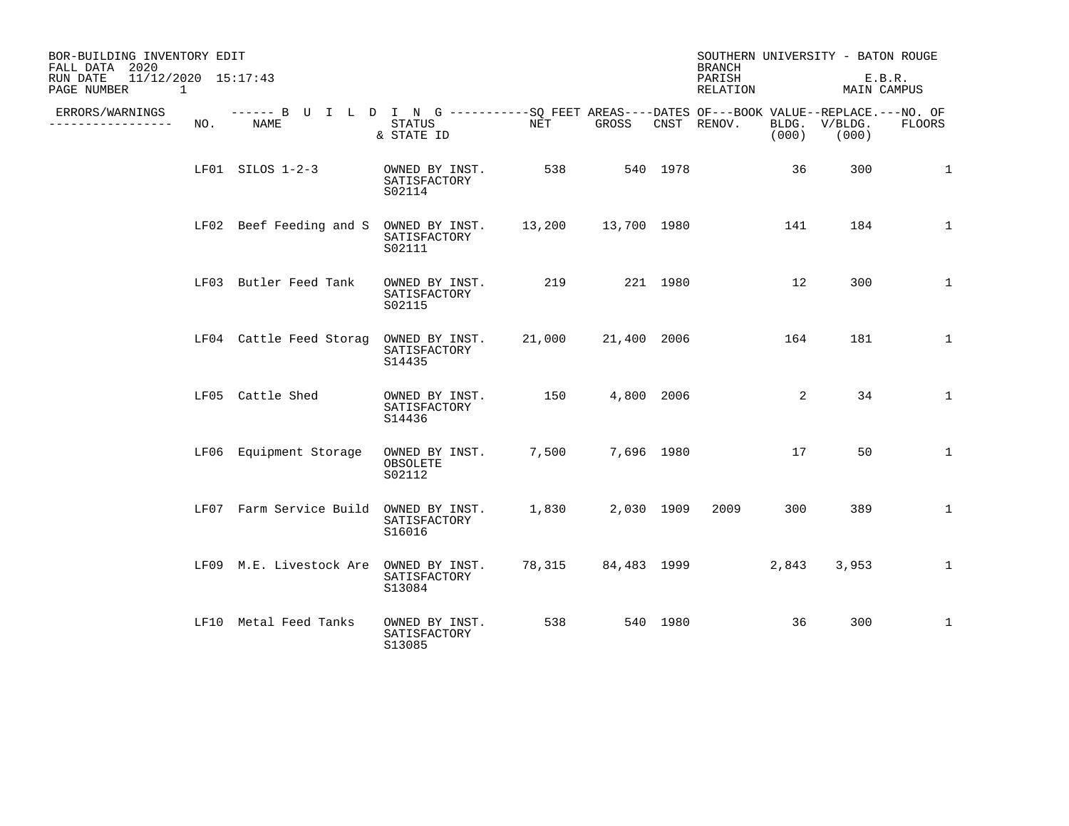BOR-BUILDING INVENTORY EDIT
FALL DATA 2020
RUN DATE 11/12/2020 15:17:43
PAGE NUMBER 1

SOUTHERN UNIVERSITY - BATON ROUGE
BRANCH
PARISH E.B.R.
RELATION MAIN CAMPUS

| ERRORS/WARNINGS | NO. | NAME | STATUS & STATE ID | NET | GROSS | CNST | RENOV. | BOOK VALUE BLDG. (000) | REPLACE. V/BLDG. (000) | NO. OF FLOORS |
|---|---|---|---|---|---|---|---|---|---|---|
| | LF01 | SILOS 1-2-3 | OWNED BY INST. SATISFACTORY S02114 | 538 | 540 | 1978 | | 36 | 300 | 1 |
| | LF02 | Beef Feeding and S | OWNED BY INST. SATISFACTORY S02111 | 13,200 | 13,700 | 1980 | | 141 | 184 | 1 |
| | LF03 | Butler Feed Tank | OWNED BY INST. SATISFACTORY S02115 | 219 | 221 | 1980 | | 12 | 300 | 1 |
| | LF04 | Cattle Feed Storag | OWNED BY INST. SATISFACTORY S14435 | 21,000 | 21,400 | 2006 | | 164 | 181 | 1 |
| | LF05 | Cattle Shed | OWNED BY INST. SATISFACTORY S14436 | 150 | 4,800 | 2006 | | 2 | 34 | 1 |
| | LF06 | Equipment Storage | OWNED BY INST. OBSOLETE S02112 | 7,500 | 7,696 | 1980 | | 17 | 50 | 1 |
| | LF07 | Farm Service Build | OWNED BY INST. SATISFACTORY S16016 | 1,830 | 2,030 | 1909 | 2009 | 300 | 389 | 1 |
| | LF09 | M.E. Livestock Are | OWNED BY INST. SATISFACTORY S13084 | 78,315 | 84,483 | 1999 | | 2,843 | 3,953 | 1 |
| | LF10 | Metal Feed Tanks | OWNED BY INST. SATISFACTORY S13085 | 538 | 540 | 1980 | | 36 | 300 | 1 |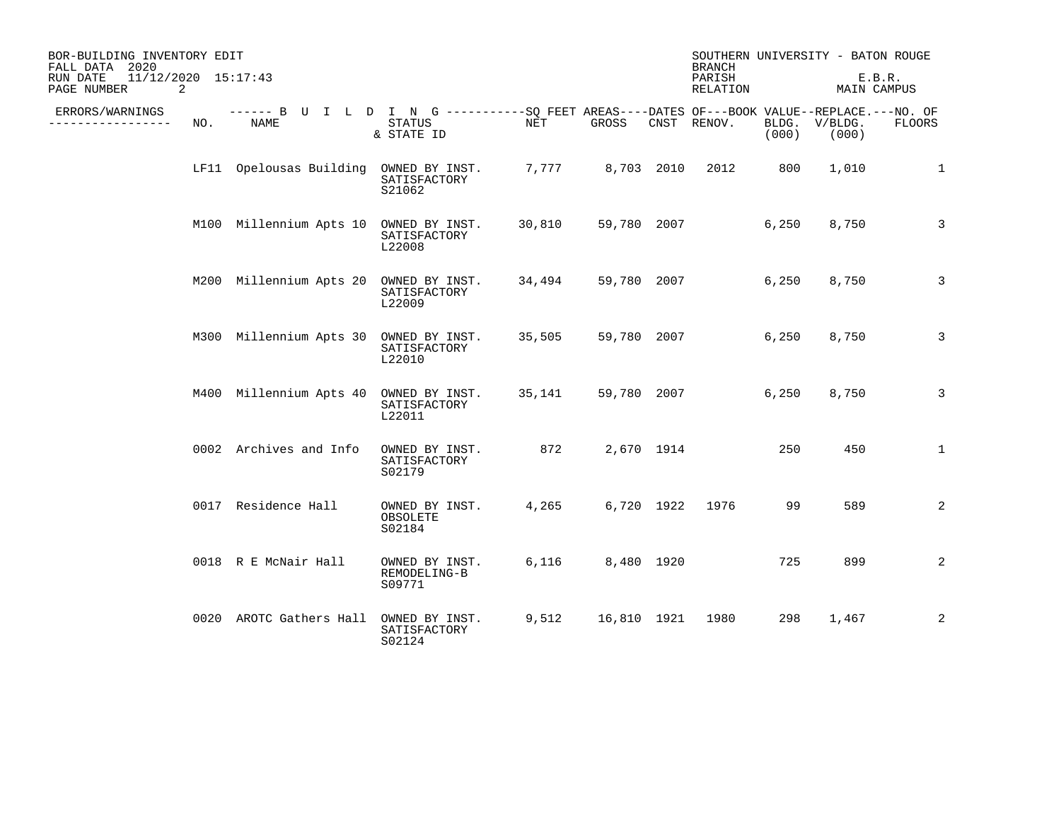BOR-BUILDING INVENTORY EDIT
FALL DATA 2020
RUN DATE 11/12/2020 15:17:43

SOUTHERN UNIVERSITY - BATON ROUGE
BRANCH
PARISH E.B.R.
RELATION MAIN CAMPUS

| ERRORS/WARNINGS | NO. | NAME | STATUS & STATE ID | NET | GROSS | CNST | RENOV. | BLDG. (000) | V/BLDG. (000) | FLOORS |
|---|---|---|---|---|---|---|---|---|---|---|
| | | ------ B U I L D I N G | | ----------SQ FEET AREAS | | ----DATES OF | | ---BOOK VALUE--REPLACE. | | ---NO. OF |
| | LF11 | Opelousas Building | OWNED BY INST. SATISFACTORY S21062 | 7,777 | 8,703 | 2010 | 2012 | 800 | 1,010 | 1 |
| | M100 | Millennium Apts 10 | OWNED BY INST. SATISFACTORY L22008 | 30,810 | 59,780 | 2007 | | 6,250 | 8,750 | 3 |
| | M200 | Millennium Apts 20 | OWNED BY INST. SATISFACTORY L22009 | 34,494 | 59,780 | 2007 | | 6,250 | 8,750 | 3 |
| | M300 | Millennium Apts 30 | OWNED BY INST. SATISFACTORY L22010 | 35,505 | 59,780 | 2007 | | 6,250 | 8,750 | 3 |
| | M400 | Millennium Apts 40 | OWNED BY INST. SATISFACTORY L22011 | 35,141 | 59,780 | 2007 | | 6,250 | 8,750 | 3 |
| | 0002 | Archives and Info | OWNED BY INST. SATISFACTORY S02179 | 872 | 2,670 | 1914 | | 250 | 450 | 1 |
| | 0017 | Residence Hall | OWNED BY INST. OBSOLETE S02184 | 4,265 | 6,720 | 1922 | 1976 | 99 | 589 | 2 |
| | 0018 | R E McNair Hall | OWNED BY INST. REMODELING-B S09771 | 6,116 | 8,480 | 1920 | | 725 | 899 | 2 |
| | 0020 | AROTC Gathers Hall | OWNED BY INST. SATISFACTORY S02124 | 9,512 | 16,810 | 1921 | 1980 | 298 | 1,467 | 2 |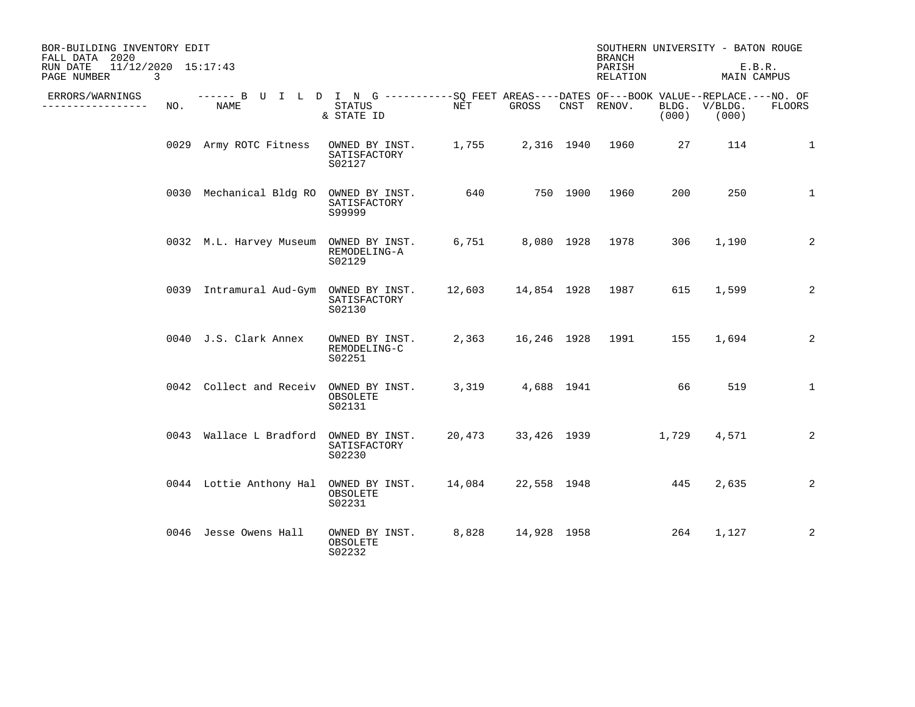BOR-BUILDING INVENTORY EDIT
FALL DATA 2020
RUN DATE 11/12/2020 15:17:43

SOUTHERN UNIVERSITY - BATON ROUGE
BRANCH
PARISH E.B.R.
RELATION MAIN CAMPUS

| ERRORS/WARNINGS | NO. | NAME | STATUS & STATE ID | SQ FEET AREAS NET | GROSS | DATES OF CNST | RENOV. | BOOK VALUE BLDG. (000) | REPLACE. V/BLDG. (000) | NO. OF FLOORS |
|---|---|---|---|---|---|---|---|---|---|---|
| | 0029 | Army ROTC Fitness | OWNED BY INST. SATISFACTORY S02127 | 1,755 | 2,316 | 1940 | 1960 | 27 | 114 | 1 |
| | 0030 | Mechanical Bldg RO | OWNED BY INST. SATISFACTORY S99999 | 640 | 750 | 1900 | 1960 | 200 | 250 | 1 |
| | 0032 | M.L. Harvey Museum | OWNED BY INST. REMODELING-A S02129 | 6,751 | 8,080 | 1928 | 1978 | 306 | 1,190 | 2 |
| | 0039 | Intramural Aud-Gym | OWNED BY INST. SATISFACTORY S02130 | 12,603 | 14,854 | 1928 | 1987 | 615 | 1,599 | 2 |
| | 0040 | J.S. Clark Annex | OWNED BY INST. REMODELING-C S02251 | 2,363 | 16,246 | 1928 | 1991 | 155 | 1,694 | 2 |
| | 0042 | Collect and Receiv | OWNED BY INST. OBSOLETE S02131 | 3,319 | 4,688 | 1941 | | 66 | 519 | 1 |
| | 0043 | Wallace L Bradford | OWNED BY INST. SATISFACTORY S02230 | 20,473 | 33,426 | 1939 | | 1,729 | 4,571 | 2 |
| | 0044 | Lottie Anthony Hal | OWNED BY INST. OBSOLETE S02231 | 14,084 | 22,558 | 1948 | | 445 | 2,635 | 2 |
| | 0046 | Jesse Owens Hall | OWNED BY INST. OBSOLETE S02232 | 8,828 | 14,928 | 1958 | | 264 | 1,127 | 2 |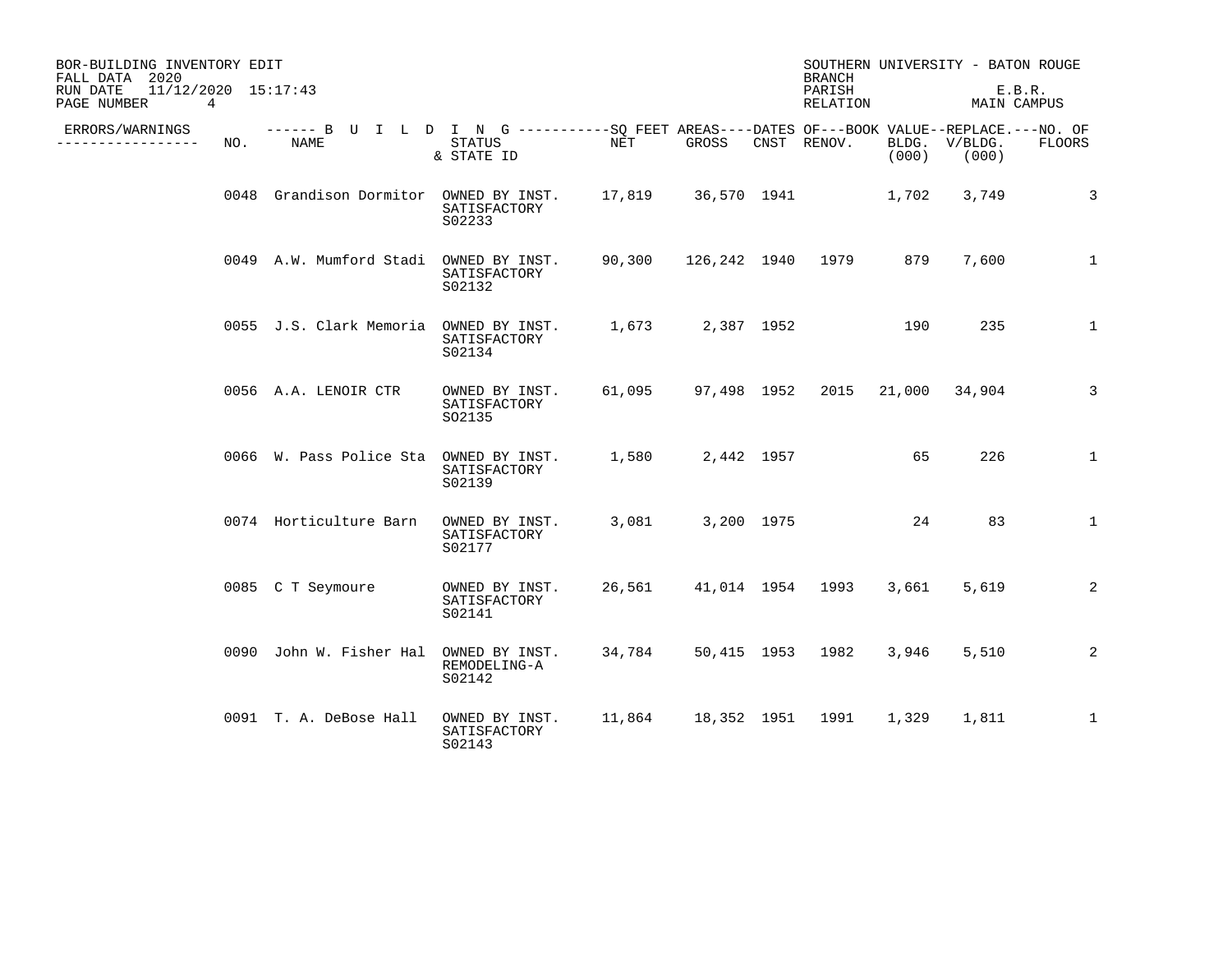BOR-BUILDING INVENTORY EDIT
FALL DATA 2020
RUN DATE 11/12/2020 15:17:43

SOUTHERN UNIVERSITY - BATON ROUGE
BRANCH
PARISH E.B.R.
RELATION MAIN CAMPUS

| ERRORS/WARNINGS | NO. | NAME | STATUS & STATE ID | NET | GROSS | CNST | RENOV. | BLDG. (000) | V/BLDG. (000) | FLOORS |
|---|---|---|---|---|---|---|---|---|---|---|
| | 0048 | Grandison Dormitor | OWNED BY INST. SATISFACTORY S02233 | 17,819 | 36,570 | 1941 | | 1,702 | 3,749 | 3 |
| | 0049 | A.W. Mumford Stadi | OWNED BY INST. SATISFACTORY S02132 | 90,300 | 126,242 | 1940 | 1979 | 879 | 7,600 | 1 |
| | 0055 | J.S. Clark Memoria | OWNED BY INST. SATISFACTORY S02134 | 1,673 | 2,387 | 1952 | | 190 | 235 | 1 |
| | 0056 | A.A. LENOIR CTR | OWNED BY INST. SATISFACTORY SO2135 | 61,095 | 97,498 | 1952 | 2015 | 21,000 | 34,904 | 3 |
| | 0066 | W. Pass Police Sta | OWNED BY INST. SATISFACTORY S02139 | 1,580 | 2,442 | 1957 | | 65 | 226 | 1 |
| | 0074 | Horticulture Barn | OWNED BY INST. SATISFACTORY S02177 | 3,081 | 3,200 | 1975 | | 24 | 83 | 1 |
| | 0085 | C T Seymoure | OWNED BY INST. SATISFACTORY S02141 | 26,561 | 41,014 | 1954 | 1993 | 3,661 | 5,619 | 2 |
| | 0090 | John W. Fisher Hal | OWNED BY INST. REMODELING-A S02142 | 34,784 | 50,415 | 1953 | 1982 | 3,946 | 5,510 | 2 |
| | 0091 | T. A. DeBose Hall | OWNED BY INST. SATISFACTORY S02143 | 11,864 | 18,352 | 1951 | 1991 | 1,329 | 1,811 | 1 |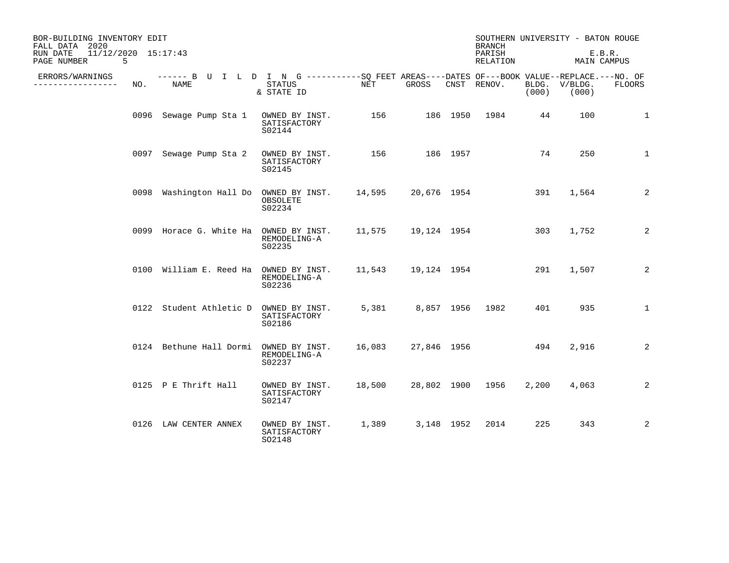BOR-BUILDING INVENTORY EDIT
FALL DATA 2020
RUN DATE 11/12/2020 15:17:43

SOUTHERN UNIVERSITY - BATON ROUGE
BRANCH
PARISH E.B.R.
RELATION MAIN CAMPUS

| ERRORS/WARNINGS | NO. | NAME | STATUS & STATE ID | NET | GROSS | CNST | RENOV. | BLDG. (000) | V/BLDG. (000) | FLOORS |
|---|---|---|---|---|---|---|---|---|---|---|
| | 0096 | Sewage Pump Sta 1 | OWNED BY INST. SATISFACTORY S02144 | 156 | 186 | 1950 | 1984 | 44 | 100 | 1 |
| | 0097 | Sewage Pump Sta 2 | OWNED BY INST. SATISFACTORY S02145 | 156 | 186 | 1957 | | 74 | 250 | 1 |
| | 0098 | Washington Hall Do | OWNED BY INST. OBSOLETE S02234 | 14,595 | 20,676 | 1954 | | 391 | 1,564 | 2 |
| | 0099 | Horace G. White Ha | OWNED BY INST. REMODELING-A S02235 | 11,575 | 19,124 | 1954 | | 303 | 1,752 | 2 |
| | 0100 | William E. Reed Ha | OWNED BY INST. REMODELING-A S02236 | 11,543 | 19,124 | 1954 | | 291 | 1,507 | 2 |
| | 0122 | Student Athletic D | OWNED BY INST. SATISFACTORY S02186 | 5,381 | 8,857 | 1956 | 1982 | 401 | 935 | 1 |
| | 0124 | Bethune Hall Dormi | OWNED BY INST. REMODELING-A S02237 | 16,083 | 27,846 | 1956 | | 494 | 2,916 | 2 |
| | 0125 | P E Thrift Hall | OWNED BY INST. SATISFACTORY S02147 | 18,500 | 28,802 | 1900 | 1956 | 2,200 | 4,063 | 2 |
| | 0126 | LAW CENTER ANNEX | OWNED BY INST. SATISFACTORY SO2148 | 1,389 | 3,148 | 1952 | 2014 | 225 | 343 | 2 |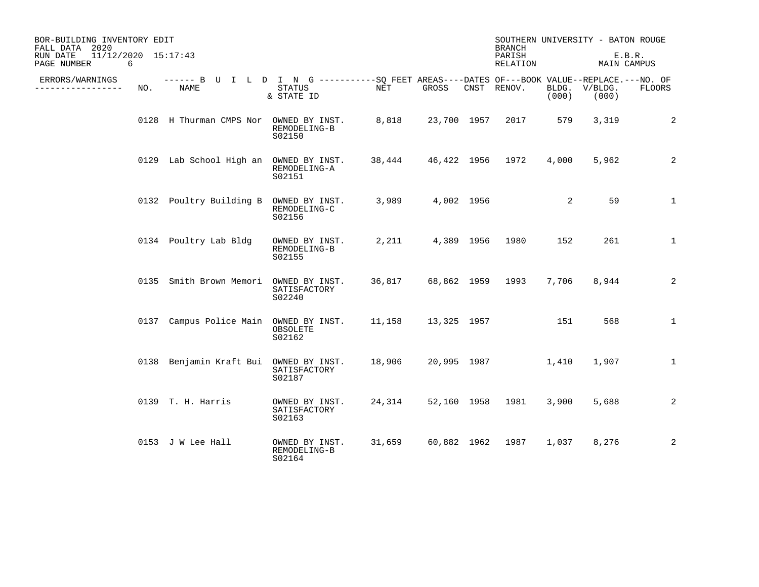BOR-BUILDING INVENTORY EDIT
FALL DATA 2020
RUN DATE 11/12/2020 15:17:43

SOUTHERN UNIVERSITY - BATON ROUGE
BRANCH
PARISH E.B.R.
RELATION MAIN CAMPUS

| ERRORS/WARNINGS | NO. | NAME | STATUS & STATE ID | NET | GROSS | CNST | RENOV. | BOOK VALUE BLDG. (000) | REPLACE. V/BLDG. (000) | NO. OF FLOORS |
|---|---|---|---|---|---|---|---|---|---|---|
| | 0128 | H Thurman CMPS Nor | OWNED BY INST. REMODELING-B S02150 | 8,818 | 23,700 | 1957 | 2017 | 579 | 3,319 | 2 |
| | 0129 | Lab School High an | OWNED BY INST. REMODELING-A S02151 | 38,444 | 46,422 | 1956 | 1972 | 4,000 | 5,962 | 2 |
| | 0132 | Poultry Building B | OWNED BY INST. REMODELING-C S02156 | 3,989 | 4,002 | 1956 | | 2 | 59 | 1 |
| | 0134 | Poultry Lab Bldg | OWNED BY INST. REMODELING-B S02155 | 2,211 | 4,389 | 1956 | 1980 | 152 | 261 | 1 |
| | 0135 | Smith Brown Memori | OWNED BY INST. SATISFACTORY S02240 | 36,817 | 68,862 | 1959 | 1993 | 7,706 | 8,944 | 2 |
| | 0137 | Campus Police Main | OWNED BY INST. OBSOLETE S02162 | 11,158 | 13,325 | 1957 | | 151 | 568 | 1 |
| | 0138 | Benjamin Kraft Bui | OWNED BY INST. SATISFACTORY S02187 | 18,906 | 20,995 | 1987 | | 1,410 | 1,907 | 1 |
| | 0139 | T. H. Harris | OWNED BY INST. SATISFACTORY S02163 | 24,314 | 52,160 | 1958 | 1981 | 3,900 | 5,688 | 2 |
| | 0153 | J W Lee Hall | OWNED BY INST. REMODELING-B S02164 | 31,659 | 60,882 | 1962 | 1987 | 1,037 | 8,276 | 2 |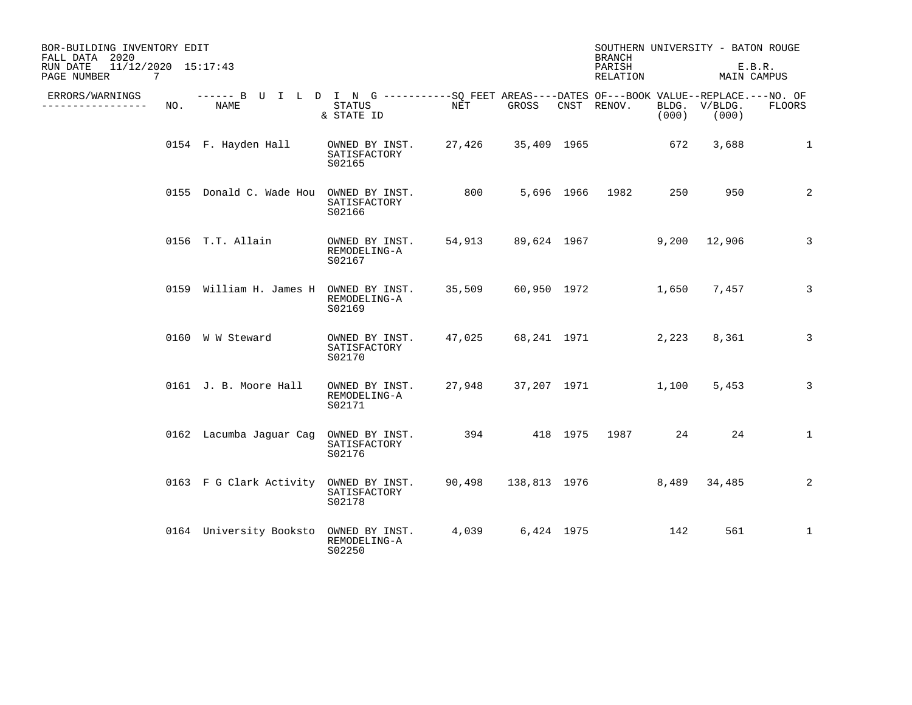BOR-BUILDING INVENTORY EDIT
FALL DATA 2020
RUN DATE 11/12/2020 15:17:43
PAGE NUMBER 7

SOUTHERN UNIVERSITY - BATON ROUGE
BRANCH
PARISH E.B.R.
RELATION MAIN CAMPUS

| ERRORS/WARNINGS | NO. | NAME | STATUS & STATE ID | NET | GROSS | CNST | RENOV. | BLDG. (000) | V/BLDG. (000) | NO. OF FLOORS |
|---|---|---|---|---|---|---|---|---|---|---|
| | 0154 | F. Hayden Hall | OWNED BY INST. SATISFACTORY S02165 | 27,426 | 35,409 | 1965 | | 672 | 3,688 | 1 |
| | 0155 | Donald C. Wade Hou | OWNED BY INST. SATISFACTORY S02166 | 800 | 5,696 | 1966 | 1982 | 250 | 950 | 2 |
| | 0156 | T.T. Allain | OWNED BY INST. REMODELING-A S02167 | 54,913 | 89,624 | 1967 | | 9,200 | 12,906 | 3 |
| | 0159 | William H. James H | OWNED BY INST. REMODELING-A S02169 | 35,509 | 60,950 | 1972 | | 1,650 | 7,457 | 3 |
| | 0160 | W W Steward | OWNED BY INST. SATISFACTORY S02170 | 47,025 | 68,241 | 1971 | | 2,223 | 8,361 | 3 |
| | 0161 | J. B. Moore Hall | OWNED BY INST. REMODELING-A S02171 | 27,948 | 37,207 | 1971 | | 1,100 | 5,453 | 3 |
| | 0162 | Lacumba Jaguar Cag | OWNED BY INST. SATISFACTORY S02176 | 394 | 418 | 1975 | 1987 | 24 | 24 | 1 |
| | 0163 | F G Clark Activity | OWNED BY INST. SATISFACTORY S02178 | 90,498 | 138,813 | 1976 | | 8,489 | 34,485 | 2 |
| | 0164 | University Booksto | OWNED BY INST. REMODELING-A S02250 | 4,039 | 6,424 | 1975 | | 142 | 561 | 1 |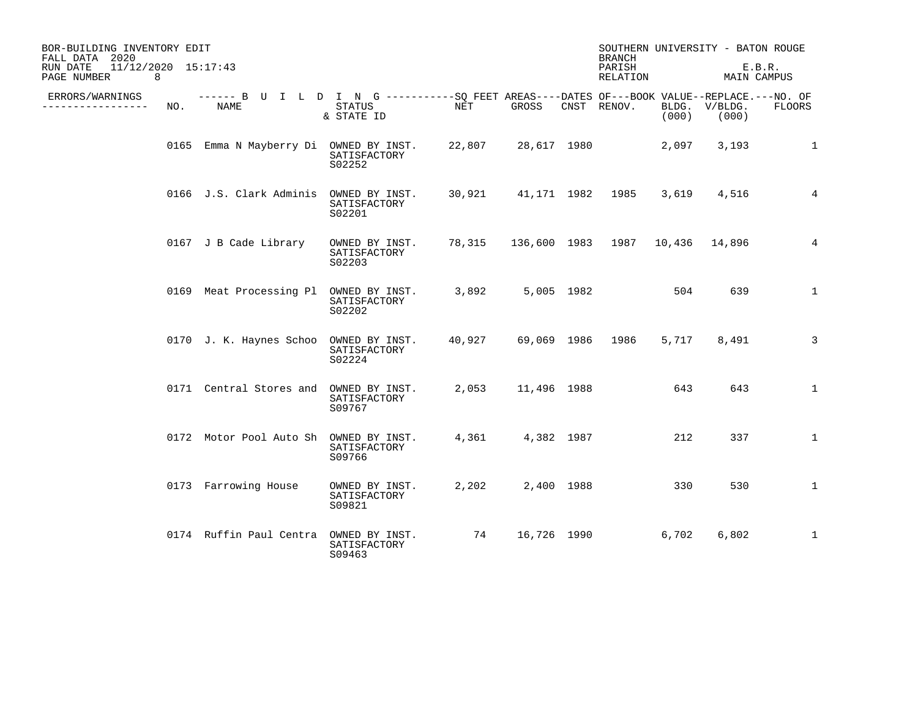BOR-BUILDING INVENTORY EDIT
FALL DATA 2020
RUN DATE 11/12/2020 15:17:43

SOUTHERN UNIVERSITY - BATON ROUGE
BRANCH
PARISH E.B.R.
RELATION MAIN CAMPUS

| ERRORS/WARNINGS | NO. | BUILDING NAME | STATUS & STATE ID | SQ FEET AREAS NET | SQ FEET AREAS GROSS | DATES OF CNST | DATES OF RENOV. | BOOK VALUE BLDG. (000) | REPLACE. V/BLDG. (000) | NO. OF FLOORS |
|---|---|---|---|---|---|---|---|---|---|---|
| | 0165 | Emma N Mayberry Di | OWNED BY INST. SATISFACTORY S02252 | 22,807 | 28,617 | 1980 | | 2,097 | 3,193 | 1 |
| | 0166 | J.S. Clark Adminis | OWNED BY INST. SATISFACTORY S02201 | 30,921 | 41,171 | 1982 | 1985 | 3,619 | 4,516 | 4 |
| | 0167 | J B Cade Library | OWNED BY INST. SATISFACTORY S02203 | 78,315 | 136,600 | 1983 | 1987 | 10,436 | 14,896 | 4 |
| | 0169 | Meat Processing Pl | OWNED BY INST. SATISFACTORY S02202 | 3,892 | 5,005 | 1982 | | 504 | 639 | 1 |
| | 0170 | J. K. Haynes Schoo | OWNED BY INST. SATISFACTORY S02224 | 40,927 | 69,069 | 1986 | 1986 | 5,717 | 8,491 | 3 |
| | 0171 | Central Stores and | OWNED BY INST. SATISFACTORY S09767 | 2,053 | 11,496 | 1988 | | 643 | 643 | 1 |
| | 0172 | Motor Pool Auto Sh | OWNED BY INST. SATISFACTORY S09766 | 4,361 | 4,382 | 1987 | | 212 | 337 | 1 |
| | 0173 | Farrowing House | OWNED BY INST. SATISFACTORY S09821 | 2,202 | 2,400 | 1988 | | 330 | 530 | 1 |
| | 0174 | Ruffin Paul Centra | OWNED BY INST. SATISFACTORY S09463 | 74 | 16,726 | 1990 | | 6,702 | 6,802 | 1 |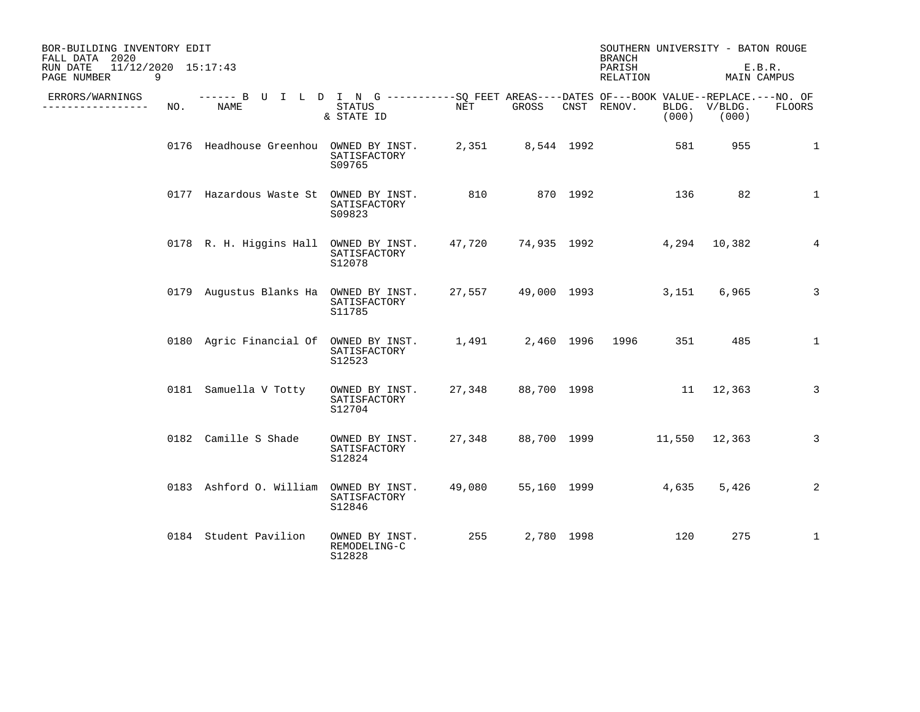BOR-BUILDING INVENTORY EDIT
FALL DATA 2020
RUN DATE 11/12/2020 15:17:43

SOUTHERN UNIVERSITY - BATON ROUGE
BRANCH
PARISH E.B.R.
RELATION MAIN CAMPUS

| ERRORS/WARNINGS | NO. | BUILDING NAME | STATUS & STATE ID | SQ FEET AREAS NET | SQ FEET AREAS GROSS | DATES OF CNST | DATES OF RENOV. | BOOK VALUE BLDG. (000) | REPLACE. V/BLDG. (000) | NO. OF FLOORS |
|---|---|---|---|---|---|---|---|---|---|---|
| | 0176 | Headhouse Greenhou | OWNED BY INST. SATISFACTORY S09765 | 2,351 | 8,544 | 1992 | | 581 | 955 | 1 |
| | 0177 | Hazardous Waste St | OWNED BY INST. SATISFACTORY S09823 | 810 | 870 | 1992 | | 136 | 82 | 1 |
| | 0178 | R. H. Higgins Hall | OWNED BY INST. SATISFACTORY S12078 | 47,720 | 74,935 | 1992 | | 4,294 | 10,382 | 4 |
| | 0179 | Augustus Blanks Ha | OWNED BY INST. SATISFACTORY S11785 | 27,557 | 49,000 | 1993 | | 3,151 | 6,965 | 3 |
| | 0180 | Agric Financial Of | OWNED BY INST. SATISFACTORY S12523 | 1,491 | 2,460 | 1996 | 1996 | 351 | 485 | 1 |
| | 0181 | Samuella V Totty | OWNED BY INST. SATISFACTORY S12704 | 27,348 | 88,700 | 1998 | | 11 | 12,363 | 3 |
| | 0182 | Camille S Shade | OWNED BY INST. SATISFACTORY S12824 | 27,348 | 88,700 | 1999 | | 11,550 | 12,363 | 3 |
| | 0183 | Ashford O. William | OWNED BY INST. SATISFACTORY S12846 | 49,080 | 55,160 | 1999 | | 4,635 | 5,426 | 2 |
| | 0184 | Student Pavilion | OWNED BY INST. REMODELING-C S12828 | 255 | 2,780 | 1998 | | 120 | 275 | 1 |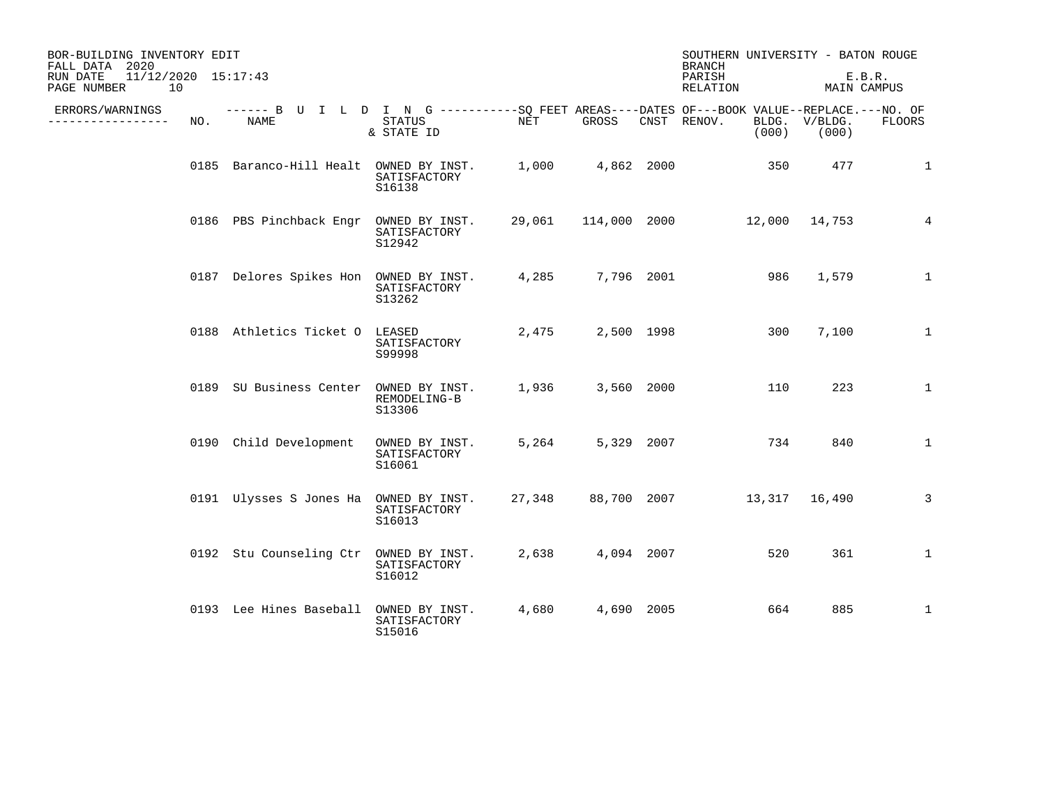BOR-BUILDING INVENTORY EDIT
FALL DATA 2020
RUN DATE 11/12/2020 15:17:43

SOUTHERN UNIVERSITY - BATON ROUGE
BRANCH
PARISH E.B.R.
RELATION MAIN CAMPUS

| ERRORS/WARNINGS | NO. | NAME | STATUS & STATE ID | NET | GROSS | CNST | RENOV. | BOOK VALUE BLDG. (000) | REPLACE. V/BLDG. (000) | NO. OF FLOORS |
|---|---|---|---|---|---|---|---|---|---|---|
| | 0185 | Baranco-Hill Healt | OWNED BY INST. SATISFACTORY S16138 | 1,000 | 4,862 | 2000 | | 350 | 477 | 1 |
| | 0186 | PBS Pinchback Engr | OWNED BY INST. SATISFACTORY S12942 | 29,061 | 114,000 | 2000 | | 12,000 | 14,753 | 4 |
| | 0187 | Delores Spikes Hon | OWNED BY INST. SATISFACTORY S13262 | 4,285 | 7,796 | 2001 | | 986 | 1,579 | 1 |
| | 0188 | Athletics Ticket O | LEASED SATISFACTORY S99998 | 2,475 | 2,500 | 1998 | | 300 | 7,100 | 1 |
| | 0189 | SU Business Center | OWNED BY INST. REMODELING-B S13306 | 1,936 | 3,560 | 2000 | | 110 | 223 | 1 |
| | 0190 | Child Development | OWNED BY INST. SATISFACTORY S16061 | 5,264 | 5,329 | 2007 | | 734 | 840 | 1 |
| | 0191 | Ulysses S Jones Ha | OWNED BY INST. SATISFACTORY S16013 | 27,348 | 88,700 | 2007 | | 13,317 | 16,490 | 3 |
| | 0192 | Stu Counseling Ctr | OWNED BY INST. SATISFACTORY S16012 | 2,638 | 4,094 | 2007 | | 520 | 361 | 1 |
| | 0193 | Lee Hines Baseball | OWNED BY INST. SATISFACTORY S15016 | 4,680 | 4,690 | 2005 | | 664 | 885 | 1 |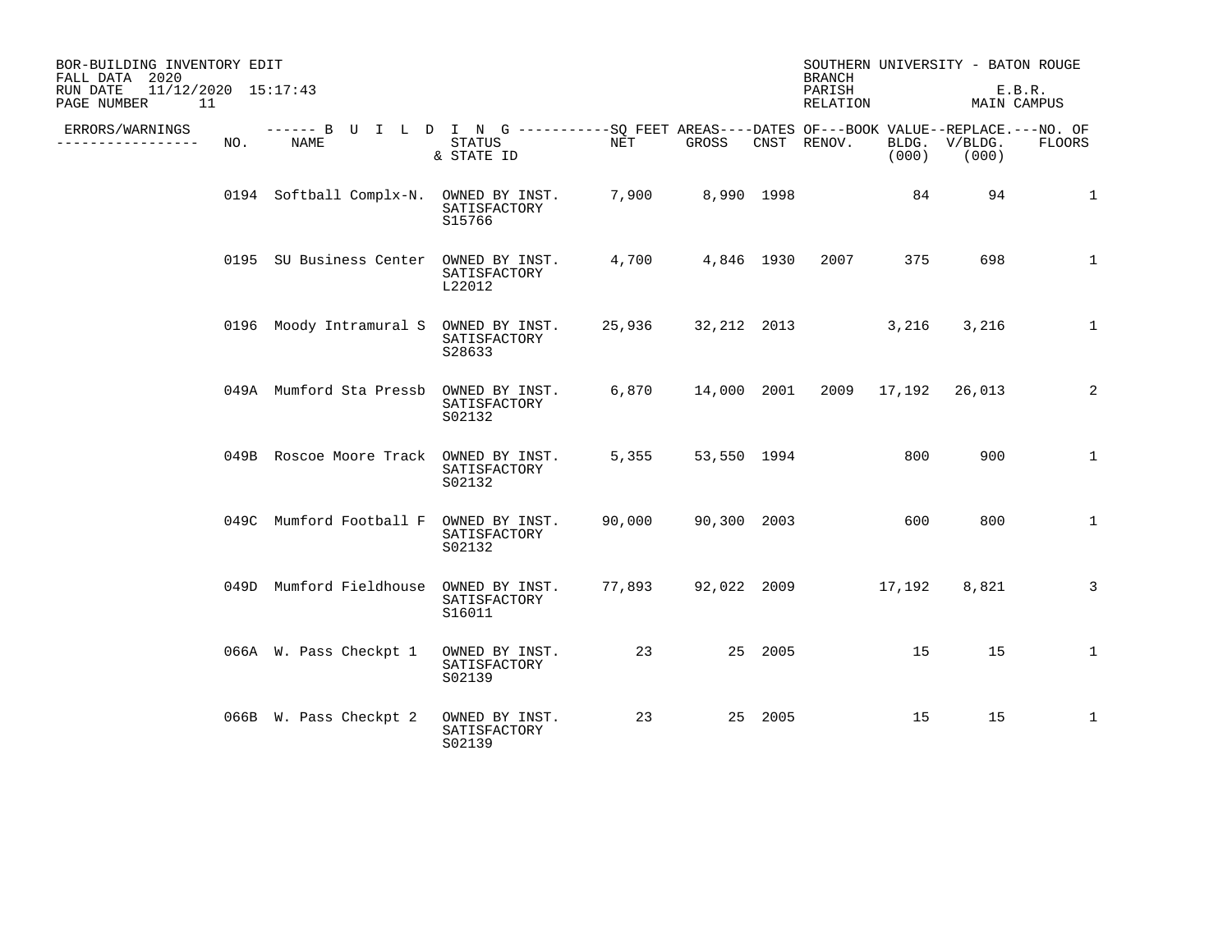BOR-BUILDING INVENTORY EDIT
FALL DATA 2020
RUN DATE 11/12/2020 15:17:43

SOUTHERN UNIVERSITY - BATON ROUGE
BRANCH
PARISH E.B.R.
RELATION MAIN CAMPUS

| ERRORS/WARNINGS | NO. | NAME | STATUS & STATE ID | NET | GROSS | CNST | RENOV. | BOOK VALUE BLDG. (000) | REPLACE. V/BLDG. (000) | NO. OF FLOORS |
|---|---|---|---|---|---|---|---|---|---|---|
| | 0194 | Softball Complx-N. | OWNED BY INST. SATISFACTORY S15766 | 7,900 | 8,990 | 1998 | | 84 | 94 | 1 |
| | 0195 | SU Business Center | OWNED BY INST. SATISFACTORY L22012 | 4,700 | 4,846 | 1930 | 2007 | 375 | 698 | 1 |
| | 0196 | Moody Intramural S | OWNED BY INST. SATISFACTORY S28633 | 25,936 | 32,212 | 2013 | | 3,216 | 3,216 | 1 |
| | 049A | Mumford Sta Pressb | OWNED BY INST. SATISFACTORY S02132 | 6,870 | 14,000 | 2001 | 2009 | 17,192 | 26,013 | 2 |
| | 049B | Roscoe Moore Track | OWNED BY INST. SATISFACTORY S02132 | 5,355 | 53,550 | 1994 | | 800 | 900 | 1 |
| | 049C | Mumford Football F | OWNED BY INST. SATISFACTORY S02132 | 90,000 | 90,300 | 2003 | | 600 | 800 | 1 |
| | 049D | Mumford Fieldhouse | OWNED BY INST. SATISFACTORY S16011 | 77,893 | 92,022 | 2009 | | 17,192 | 8,821 | 3 |
| | 066A | W. Pass Checkpt 1 | OWNED BY INST. SATISFACTORY S02139 | 23 | 25 | 2005 | | 15 | 15 | 1 |
| | 066B | W. Pass Checkpt 2 | OWNED BY INST. SATISFACTORY S02139 | 23 | 25 | 2005 | | 15 | 15 | 1 |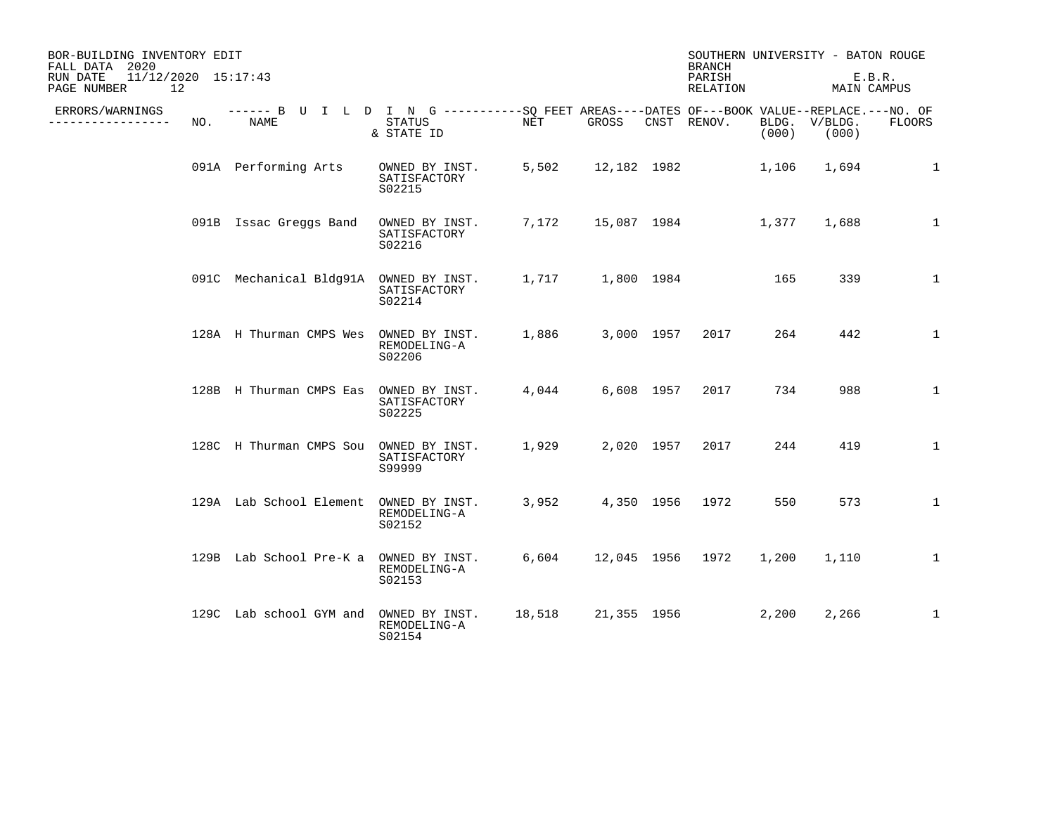BOR-BUILDING INVENTORY EDIT
FALL DATA 2020
RUN DATE 11/12/2020 15:17:43

SOUTHERN UNIVERSITY - BATON ROUGE
BRANCH
PARISH E.B.R.
RELATION MAIN CAMPUS

| ERRORS/WARNINGS | NO. | NAME | STATUS & STATE ID | NET | GROSS | CNST | RENOV. | BLDG. (000) | REPLACE. V/BLDG. (000) | NO. OF FLOORS |
|---|---|---|---|---|---|---|---|---|---|---|
| | 091A | Performing Arts | OWNED BY INST. SATISFACTORY S02215 | 5,502 | 12,182 | 1982 | | 1,106 | 1,694 | 1 |
| | 091B | Issac Greggs Band | OWNED BY INST. SATISFACTORY S02216 | 7,172 | 15,087 | 1984 | | 1,377 | 1,688 | 1 |
| | 091C | Mechanical Bldg91A | OWNED BY INST. SATISFACTORY S02214 | 1,717 | 1,800 | 1984 | | 165 | 339 | 1 |
| | 128A | H Thurman CMPS Wes | OWNED BY INST. REMODELING-A S02206 | 1,886 | 3,000 | 1957 | 2017 | 264 | 442 | 1 |
| | 128B | H Thurman CMPS Eas | OWNED BY INST. SATISFACTORY S02225 | 4,044 | 6,608 | 1957 | 2017 | 734 | 988 | 1 |
| | 128C | H Thurman CMPS Sou | OWNED BY INST. SATISFACTORY S99999 | 1,929 | 2,020 | 1957 | 2017 | 244 | 419 | 1 |
| | 129A | Lab School Element | OWNED BY INST. REMODELING-A S02152 | 3,952 | 4,350 | 1956 | 1972 | 550 | 573 | 1 |
| | 129B | Lab School Pre-K a | OWNED BY INST. REMODELING-A S02153 | 6,604 | 12,045 | 1956 | 1972 | 1,200 | 1,110 | 1 |
| | 129C | Lab school GYM and | OWNED BY INST. REMODELING-A S02154 | 18,518 | 21,355 | 1956 | | 2,200 | 2,266 | 1 |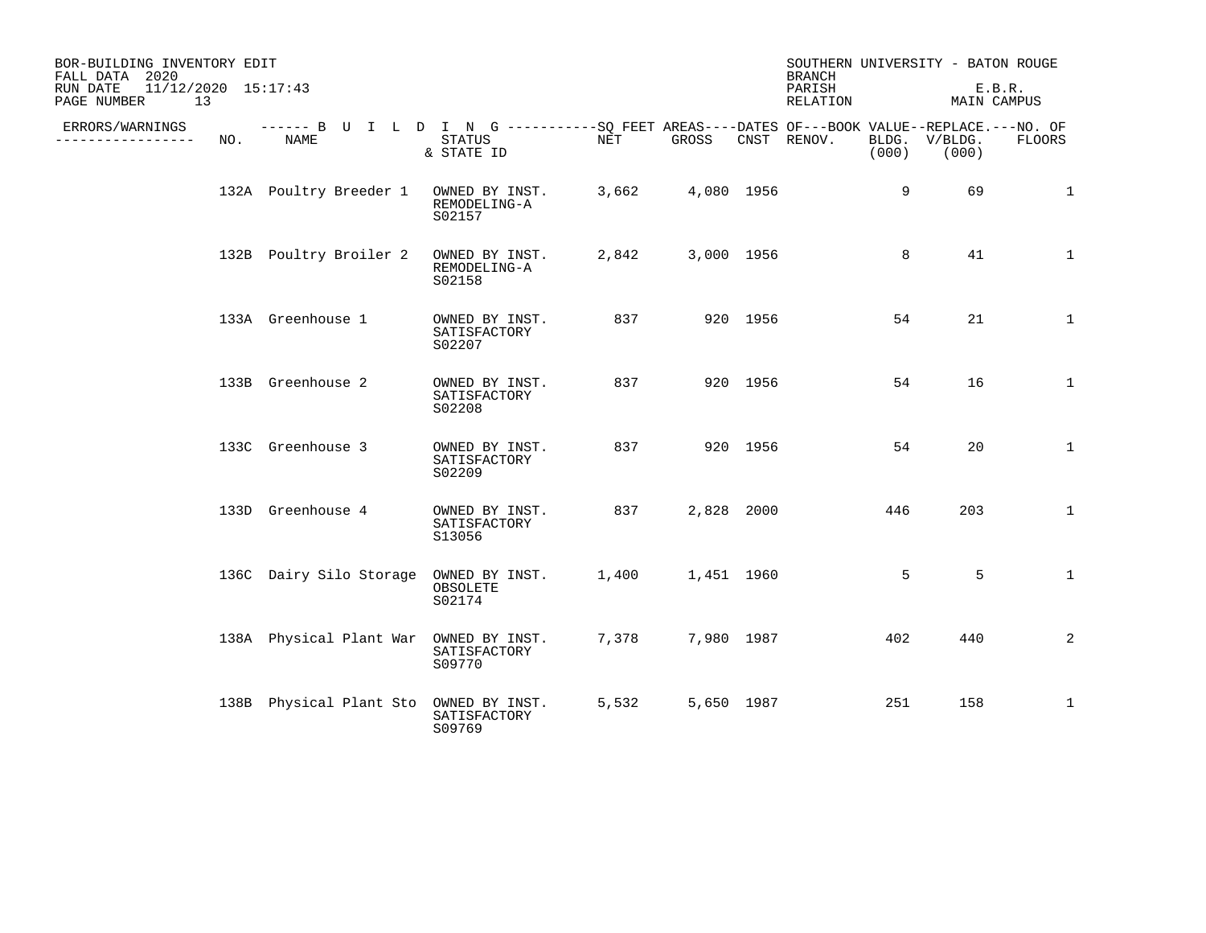BOR-BUILDING INVENTORY EDIT
FALL DATA 2020
RUN DATE 11/12/2020 15:17:43

SOUTHERN UNIVERSITY - BATON ROUGE
BRANCH
PARISH E.B.R.
RELATION MAIN CAMPUS

| ERRORS/WARNINGS | NO. | NAME | STATUS & STATE ID | NET | GROSS | CNST | RENOV. | BOOK VALUE BLDG. (000) | REPLACE. V/BLDG. (000) | NO. OF FLOORS |
|---|---|---|---|---|---|---|---|---|---|---|
| | 132A | Poultry Breeder 1 | OWNED BY INST. REMODELING-A S02157 | 3,662 | 4,080 | 1956 | | 9 | 69 | 1 |
| | 132B | Poultry Broiler 2 | OWNED BY INST. REMODELING-A S02158 | 2,842 | 3,000 | 1956 | | 8 | 41 | 1 |
| | 133A | Greenhouse 1 | OWNED BY INST. SATISFACTORY S02207 | 837 | 920 | 1956 | | 54 | 21 | 1 |
| | 133B | Greenhouse 2 | OWNED BY INST. SATISFACTORY S02208 | 837 | 920 | 1956 | | 54 | 16 | 1 |
| | 133C | Greenhouse 3 | OWNED BY INST. SATISFACTORY S02209 | 837 | 920 | 1956 | | 54 | 20 | 1 |
| | 133D | Greenhouse 4 | OWNED BY INST. SATISFACTORY S13056 | 837 | 2,828 | 2000 | | 446 | 203 | 1 |
| | 136C | Dairy Silo Storage | OWNED BY INST. OBSOLETE S02174 | 1,400 | 1,451 | 1960 | | 5 | 5 | 1 |
| | 138A | Physical Plant War | OWNED BY INST. SATISFACTORY S09770 | 7,378 | 7,980 | 1987 | | 402 | 440 | 2 |
| | 138B | Physical Plant Sto | OWNED BY INST. SATISFACTORY S09769 | 5,532 | 5,650 | 1987 | | 251 | 158 | 1 |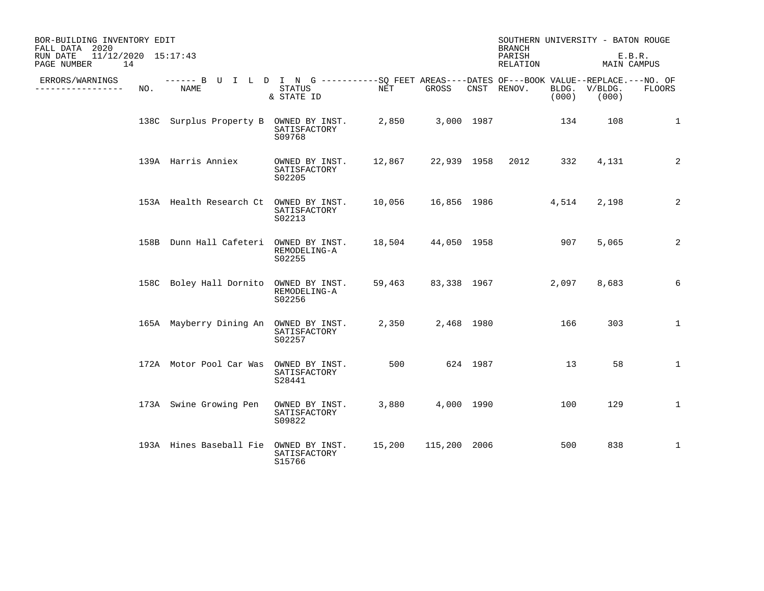BOR-BUILDING INVENTORY EDIT
FALL DATA 2020
RUN DATE 11/12/2020 15:17:43
PAGE NUMBER 14

SOUTHERN UNIVERSITY - BATON ROUGE
BRANCH
PARISH E.B.R.
RELATION MAIN CAMPUS

| ERRORS/WARNINGS | NO. | NAME | STATUS & STATE ID | NET | GROSS | CNST | RENOV. | BOOK VALUE BLDG. (000) | REPLACE. V/BLDG. (000) | NO. OF FLOORS |
|---|---|---|---|---|---|---|---|---|---|---|
| | 138C | Surplus Property B | OWNED BY INST. SATISFACTORY S09768 | 2,850 | 3,000 | 1987 | | 134 | 108 | 1 |
| | 139A | Harris Anniex | OWNED BY INST. SATISFACTORY S02205 | 12,867 | 22,939 | 1958 | 2012 | 332 | 4,131 | 2 |
| | 153A | Health Research Ct | OWNED BY INST. SATISFACTORY S02213 | 10,056 | 16,856 | 1986 | | 4,514 | 2,198 | 2 |
| | 158B | Dunn Hall Cafeteri | OWNED BY INST. REMODELING-A S02255 | 18,504 | 44,050 | 1958 | | 907 | 5,065 | 2 |
| | 158C | Boley Hall Dornito | OWNED BY INST. REMODELING-A S02256 | 59,463 | 83,338 | 1967 | | 2,097 | 8,683 | 6 |
| | 165A | Mayberry Dining An | OWNED BY INST. SATISFACTORY S02257 | 2,350 | 2,468 | 1980 | | 166 | 303 | 1 |
| | 172A | Motor Pool Car Was | OWNED BY INST. SATISFACTORY S28441 | 500 | 624 | 1987 | | 13 | 58 | 1 |
| | 173A | Swine Growing Pen | OWNED BY INST. SATISFACTORY S09822 | 3,880 | 4,000 | 1990 | | 100 | 129 | 1 |
| | 193A | Hines Baseball Fie | OWNED BY INST. SATISFACTORY S15766 | 15,200 | 115,200 | 2006 | | 500 | 838 | 1 |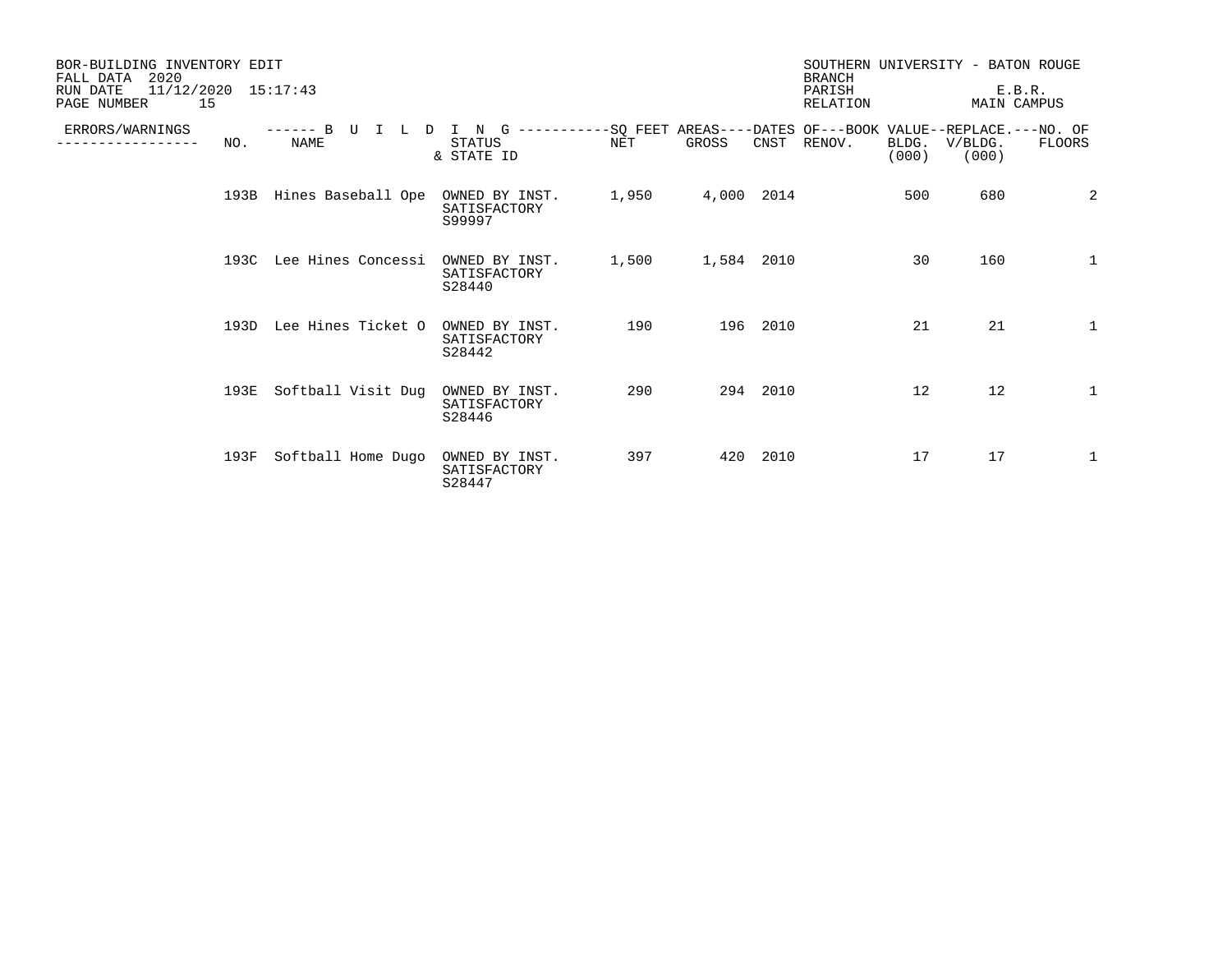BOR-BUILDING INVENTORY EDIT
FALL DATA 2020
RUN DATE 11/12/2020 15:17:43

SOUTHERN UNIVERSITY - BATON ROUGE
BRANCH
PARISH E.B.R.
RELATION MAIN CAMPUS

| ERRORS/WARNINGS | NO. | NAME | STATUS & STATE ID | NET | GROSS | CNST | RENOV. | BLDG. (000) | V/BLDG. (000) | NO. OF FLOORS |
|---|---|---|---|---|---|---|---|---|---|---|
| | 193B | Hines Baseball Ope | OWNED BY INST. SATISFACTORY S99997 | 1,950 | 4,000 | 2014 | | 500 | 680 | 2 |
| | 193C | Lee Hines Concessi | OWNED BY INST. SATISFACTORY S28440 | 1,500 | 1,584 | 2010 | | 30 | 160 | 1 |
| | 193D | Lee Hines Ticket O | OWNED BY INST. SATISFACTORY S28442 | 190 | 196 | 2010 | | 21 | 21 | 1 |
| | 193E | Softball Visit Dug | OWNED BY INST. SATISFACTORY S28446 | 290 | 294 | 2010 | | 12 | 12 | 1 |
| | 193F | Softball Home Dugo | OWNED BY INST. SATISFACTORY S28447 | 397 | 420 | 2010 | | 17 | 17 | 1 |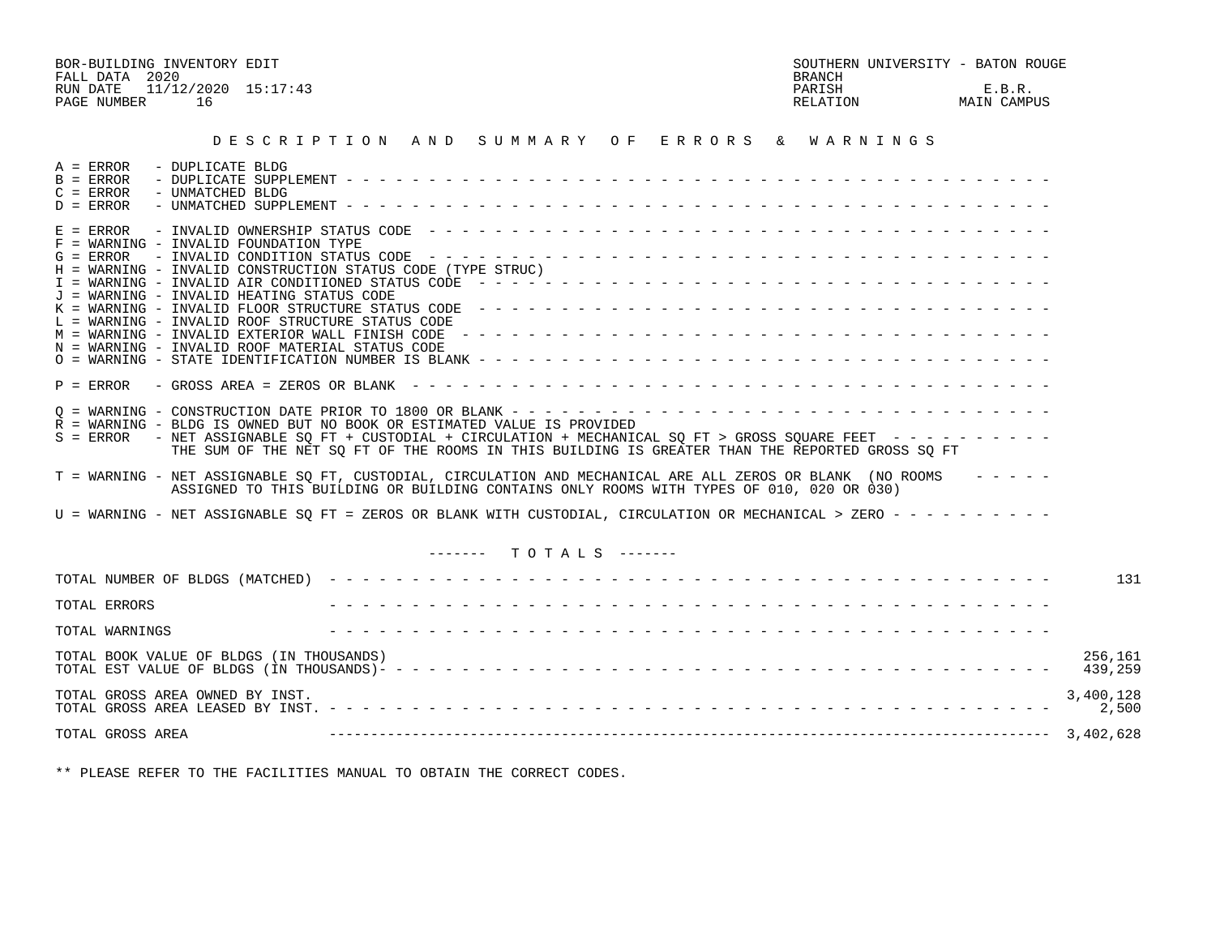BOR-BUILDING INVENTORY EDIT
FALL DATA 2020
RUN DATE 11/12/2020 15:17:43
PAGE NUMBER 16

SOUTHERN UNIVERSITY - BATON ROUGE
BRANCH
PARISH E.B.R.
RELATION MAIN CAMPUS

## D E S C R I P T I O N A N D S U M M A R Y O F E R R O R S & W A R N I N G S

A = ERROR - DUPLICATE BLDG
B = ERROR - DUPLICATE SUPPLEMENT
C = ERROR - UNMATCHED BLDG
D = ERROR - UNMATCHED SUPPLEMENT

E = ERROR - INVALID OWNERSHIP STATUS CODE
F = WARNING - INVALID FOUNDATION TYPE
G = ERROR - INVALID CONDITION STATUS CODE
H = WARNING - INVALID CONSTRUCTION STATUS CODE (TYPE STRUC)
I = WARNING - INVALID AIR CONDITIONED STATUS CODE
J = WARNING - INVALID HEATING STATUS CODE
K = WARNING - INVALID FLOOR STRUCTURE STATUS CODE
L = WARNING - INVALID ROOF STRUCTURE STATUS CODE
M = WARNING - INVALID EXTERIOR WALL FINISH CODE
N = WARNING - INVALID ROOF MATERIAL STATUS CODE
O = WARNING - STATE IDENTIFICATION NUMBER IS BLANK

P = ERROR - GROSS AREA = ZEROS OR BLANK

Q = WARNING - CONSTRUCTION DATE PRIOR TO 1800 OR BLANK
R = WARNING - BLDG IS OWNED BUT NO BOOK OR ESTIMATED VALUE IS PROVIDED
S = ERROR - NET ASSIGNABLE SQ FT + CUSTODIAL + CIRCULATION + MECHANICAL SQ FT > GROSS SQUARE FEET
THE SUM OF THE NET SQ FT OF THE ROOMS IN THIS BUILDING IS GREATER THAN THE REPORTED GROSS SQ FT

T = WARNING - NET ASSIGNABLE SQ FT, CUSTODIAL, CIRCULATION AND MECHANICAL ARE ALL ZEROS OR BLANK (NO ROOMS ASSIGNED TO THIS BUILDING OR BUILDING CONTAINS ONLY ROOMS WITH TYPES OF 010, 020 OR 030)

U = WARNING - NET ASSIGNABLE SQ FT = ZEROS OR BLANK WITH CUSTODIAL, CIRCULATION OR MECHANICAL > ZERO

## ------- T O T A L S -------

| | |
|---|---|
| TOTAL NUMBER OF BLDGS (MATCHED) | 131 |
| TOTAL ERRORS | |
| TOTAL WARNINGS | |
| TOTAL BOOK VALUE OF BLDGS (IN THOUSANDS) | 256,161 |
| TOTAL EST VALUE OF BLDGS (IN THOUSANDS) | 439,259 |
| TOTAL GROSS AREA OWNED BY INST. | 3,400,128 |
| TOTAL GROSS AREA LEASED BY INST. | 2,500 |
| TOTAL GROSS AREA | 3,402,628 |

** PLEASE REFER TO THE FACILITIES MANUAL TO OBTAIN THE CORRECT CODES.